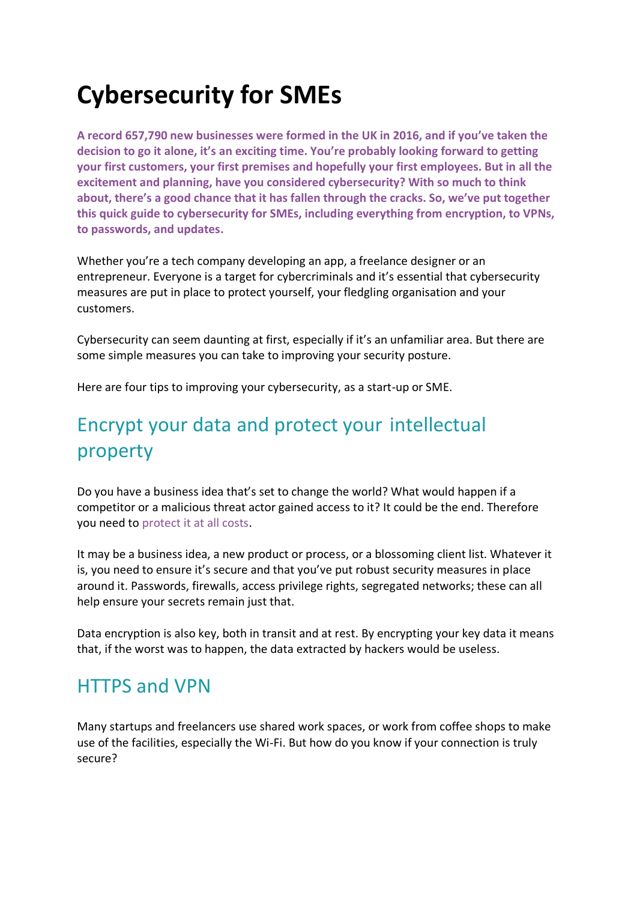# Cybersecurity for SMEs

**A record 657,790 new businesses were formed in the UK in 2016, and if you've taken the decision to go it alone, it's an exciting time. You're probably looking forward to getting your first customers, your first premises and hopefully your first employees. But in all the excitement and planning, have you considered cybersecurity? With so much to think about, there's a good chance that it has fallen through the cracks. So, we've put together this quick guide to cybersecurity for SMEs, including everything from encryption, to VPNs, to passwords, and updates.**

Whether you're a tech company developing an app, a freelance designer or an entrepreneur. Everyone is a target for cybercriminals and it's essential that cybersecurity measures are put in place to protect yourself, your fledgling organisation and your customers.

Cybersecurity can seem daunting at first, especially if it's an unfamiliar area. But there are some simple measures you can take to improving your security posture.

Here are four tips to improving your cybersecurity, as a start-up or SME.

## Encrypt your data and protect your intellectual property

Do you have a business idea that's set to change the world? What would happen if a competitor or a malicious threat actor gained access to it? It could be the end. Therefore you need to protect it at all costs.

It may be a business idea, a new product or process, or a blossoming client list. Whatever it is, you need to ensure it's secure and that you've put robust security measures in place around it. Passwords, firewalls, access privilege rights, segregated networks; these can all help ensure your secrets remain just that.

Data encryption is also key, both in transit and at rest. By encrypting your key data it means that, if the worst was to happen, the data extracted by hackers would be useless.

## HTTPS and VPN

Many startups and freelancers use shared work spaces, or work from coffee shops to make use of the facilities, especially the Wi-Fi. But how do you know if your connection is truly secure?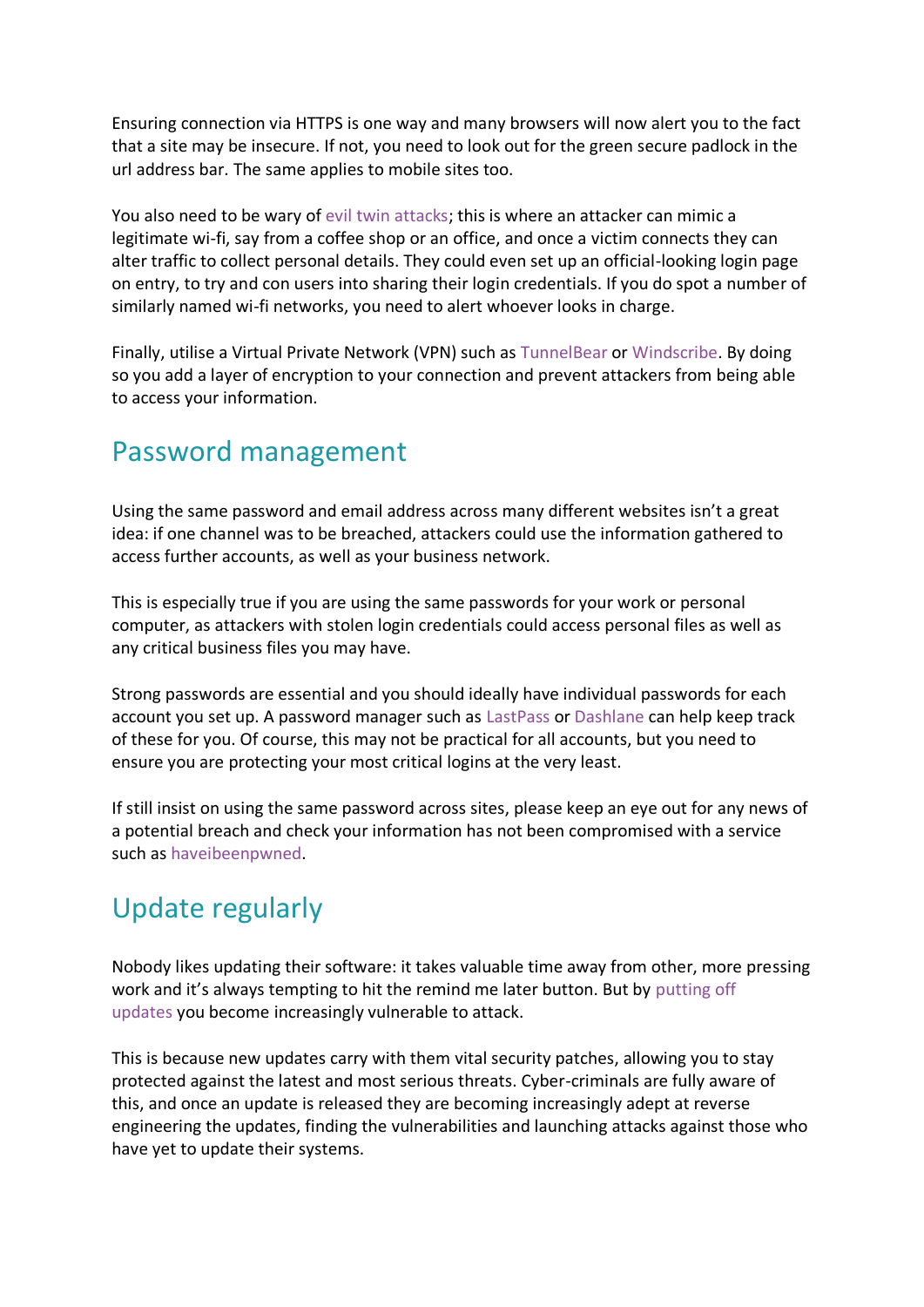Ensuring connection via HTTPS is one way and many browsers will now alert you to the fact that a site may be insecure. If not, you need to look out for the green secure padlock in the url address bar. The same applies to mobile sites too.

You also need to be wary of evil twin attacks; this is where an attacker can mimic a legitimate wi-fi, say from a coffee shop or an office, and once a victim connects they can alter traffic to collect personal details. They could even set up an official-looking login page on entry, to try and con users into sharing their login credentials. If you do spot a number of similarly named wi-fi networks, you need to alert whoever looks in charge.

Finally, utilise a Virtual Private Network (VPN) such as TunnelBear or Windscribe. By doing so you add a layer of encryption to your connection and prevent attackers from being able to access your information.

## Password management

Using the same password and email address across many different websites isn't a great idea: if one channel was to be breached, attackers could use the information gathered to access further accounts, as well as your business network.

This is especially true if you are using the same passwords for your work or personal computer, as attackers with stolen login credentials could access personal files as well as any critical business files you may have.

Strong passwords are essential and you should ideally have individual passwords for each account you set up. A password manager such as LastPass or Dashlane can help keep track of these for you. Of course, this may not be practical for all accounts, but you need to ensure you are protecting your most critical logins at the very least.

If still insist on using the same password across sites, please keep an eye out for any news of a potential breach and check your information has not been compromised with a service such as haveibeenpwned.

## Update regularly

Nobody likes updating their software: it takes valuable time away from other, more pressing work and it's always tempting to hit the remind me later button. But by putting off updates you become increasingly vulnerable to attack.

This is because new updates carry with them vital security patches, allowing you to stay protected against the latest and most serious threats. Cyber-criminals are fully aware of this, and once an update is released they are becoming increasingly adept at reverse engineering the updates, finding the vulnerabilities and launching attacks against those who have yet to update their systems.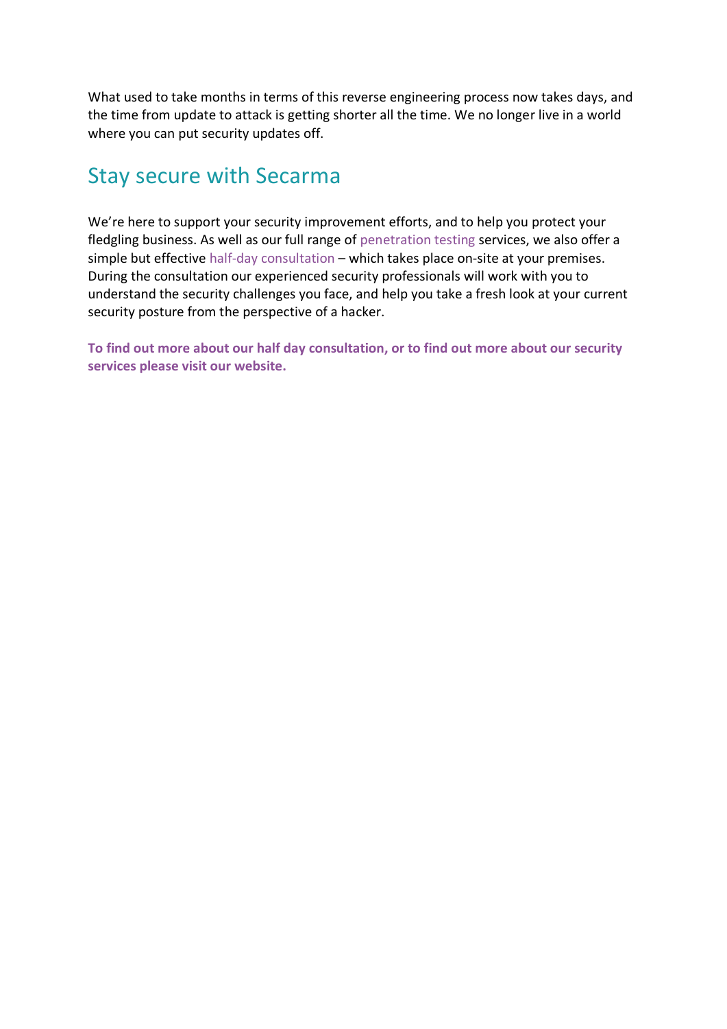What used to take months in terms of this reverse engineering process now takes days, and the time from update to attack is getting shorter all the time. We no longer live in a world where you can put security updates off.

## Stay secure with Secarma

We're here to support your security improvement efforts, and to help you protect your fledgling business. As well as our full range of penetration testing services, we also offer a simple but effective half-day consultation – which takes place on-site at your premises. During the consultation our experienced security professionals will work with you to understand the security challenges you face, and help you take a fresh look at your current security posture from the perspective of a hacker.

**To find out more about our half day consultation, or to find out more about our security services please visit our website.**